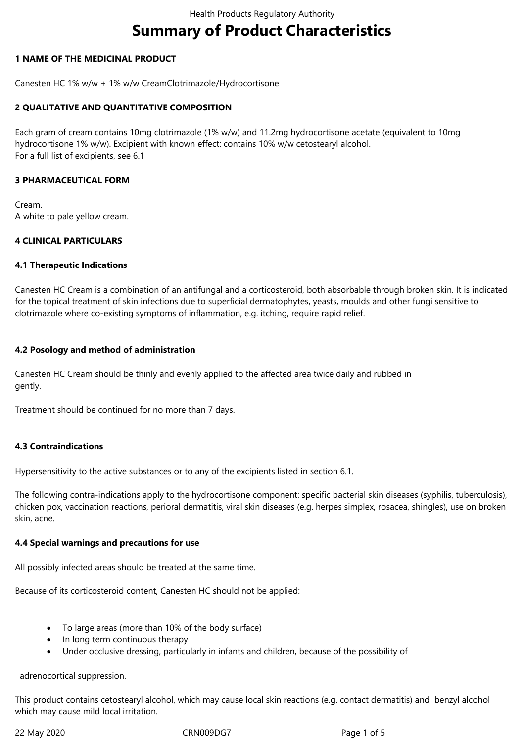# Summary of Product Characteristics

## 1 NAME OF THE MEDICINAL PRODUCT

Canesten HC 1% w/w + 1% w/w CreamClotrimazole/Hydrocortisone

## 2 QUALITATIVE AND QUANTITATIVE COMPOSITION

Each gram of cream contains 10mg clotrimazole (1% w/w) and 11.2mg hydrocortisone acetate (equivalent to 10mg hydrocortisone 1% w/w). Excipient with known effect: contains 10% w/w cetostearyl alcohol.
For a full list of excipients, see 6.1

## 3 PHARMACEUTICAL FORM

Cream.
A white to pale yellow cream.

## 4 CLINICAL PARTICULARS

### 4.1 Therapeutic Indications

Canesten HC Cream is a combination of an antifungal and a corticosteroid, both absorbable through broken skin. It is indicated for the topical treatment of skin infections due to superficial dermatophytes, yeasts, moulds and other fungi sensitive to clotrimazole where co-existing symptoms of inflammation, e.g. itching, require rapid relief.

### 4.2 Posology and method of administration

Canesten HC Cream should be thinly and evenly applied to the affected area twice daily and rubbed in gently.

Treatment should be continued for no more than 7 days.

### 4.3 Contraindications

Hypersensitivity to the active substances or to any of the excipients listed in section 6.1.

The following contra-indications apply to the hydrocortisone component: specific bacterial skin diseases (syphilis, tuberculosis), chicken pox, vaccination reactions, perioral dermatitis, viral skin diseases (e.g. herpes simplex, rosacea, shingles), use on broken skin, acne.

### 4.4 Special warnings and precautions for use

All possibly infected areas should be treated at the same time.

Because of its corticosteroid content, Canesten HC should not be applied:

- To large areas (more than 10% of the body surface)
- In long term continuous therapy
- Under occlusive dressing, particularly in infants and children, because of the possibility of

adrenocortical suppression.

This product contains cetostearyl alcohol, which may cause local skin reactions (e.g. contact dermatitis) and benzyl alcohol which may cause mild local irritation.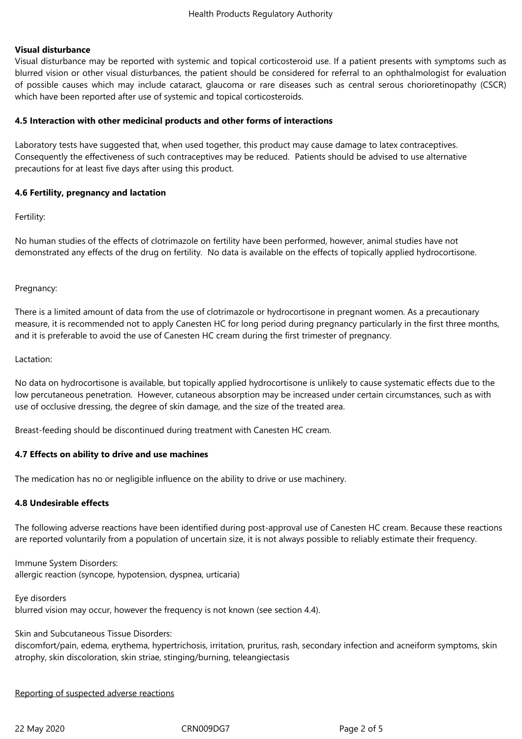**Visual disturbance**

Visual disturbance may be reported with systemic and topical corticosteroid use. If a patient presents with symptoms such as blurred vision or other visual disturbances, the patient should be considered for referral to an ophthalmologist for evaluation of possible causes which may include cataract, glaucoma or rare diseases such as central serous chorioretinopathy (CSCR) which have been reported after use of systemic and topical corticosteroids.

**4.5 Interaction with other medicinal products and other forms of interactions**

Laboratory tests have suggested that, when used together, this product may cause damage to latex contraceptives. Consequently the effectiveness of such contraceptives may be reduced. Patients should be advised to use alternative precautions for at least five days after using this product.

**4.6 Fertility, pregnancy and lactation**

Fertility:

No human studies of the effects of clotrimazole on fertility have been performed, however, animal studies have not demonstrated any effects of the drug on fertility. No data is available on the effects of topically applied hydrocortisone.

Pregnancy:

There is a limited amount of data from the use of clotrimazole or hydrocortisone in pregnant women. As a precautionary measure, it is recommended not to apply Canesten HC for long period during pregnancy particularly in the first three months, and it is preferable to avoid the use of Canesten HC cream during the first trimester of pregnancy.

Lactation:

No data on hydrocortisone is available, but topically applied hydrocortisone is unlikely to cause systematic effects due to the low percutaneous penetration. However, cutaneous absorption may be increased under certain circumstances, such as with use of occlusive dressing, the degree of skin damage, and the size of the treated area.

Breast-feeding should be discontinued during treatment with Canesten HC cream.

**4.7 Effects on ability to drive and use machines**

The medication has no or negligible influence on the ability to drive or use machinery.

**4.8 Undesirable effects**

The following adverse reactions have been identified during post-approval use of Canesten HC cream. Because these reactions are reported voluntarily from a population of uncertain size, it is not always possible to reliably estimate their frequency.

Immune System Disorders:
allergic reaction (syncope, hypotension, dyspnea, urticaria)

Eye disorders
blurred vision may occur, however the frequency is not known (see section 4.4).

Skin and Subcutaneous Tissue Disorders:
discomfort/pain, edema, erythema, hypertrichosis, irritation, pruritus, rash, secondary infection and acneiform symptoms, skin atrophy, skin discoloration, skin striae, stinging/burning, teleangiectasis

Reporting of suspected adverse reactions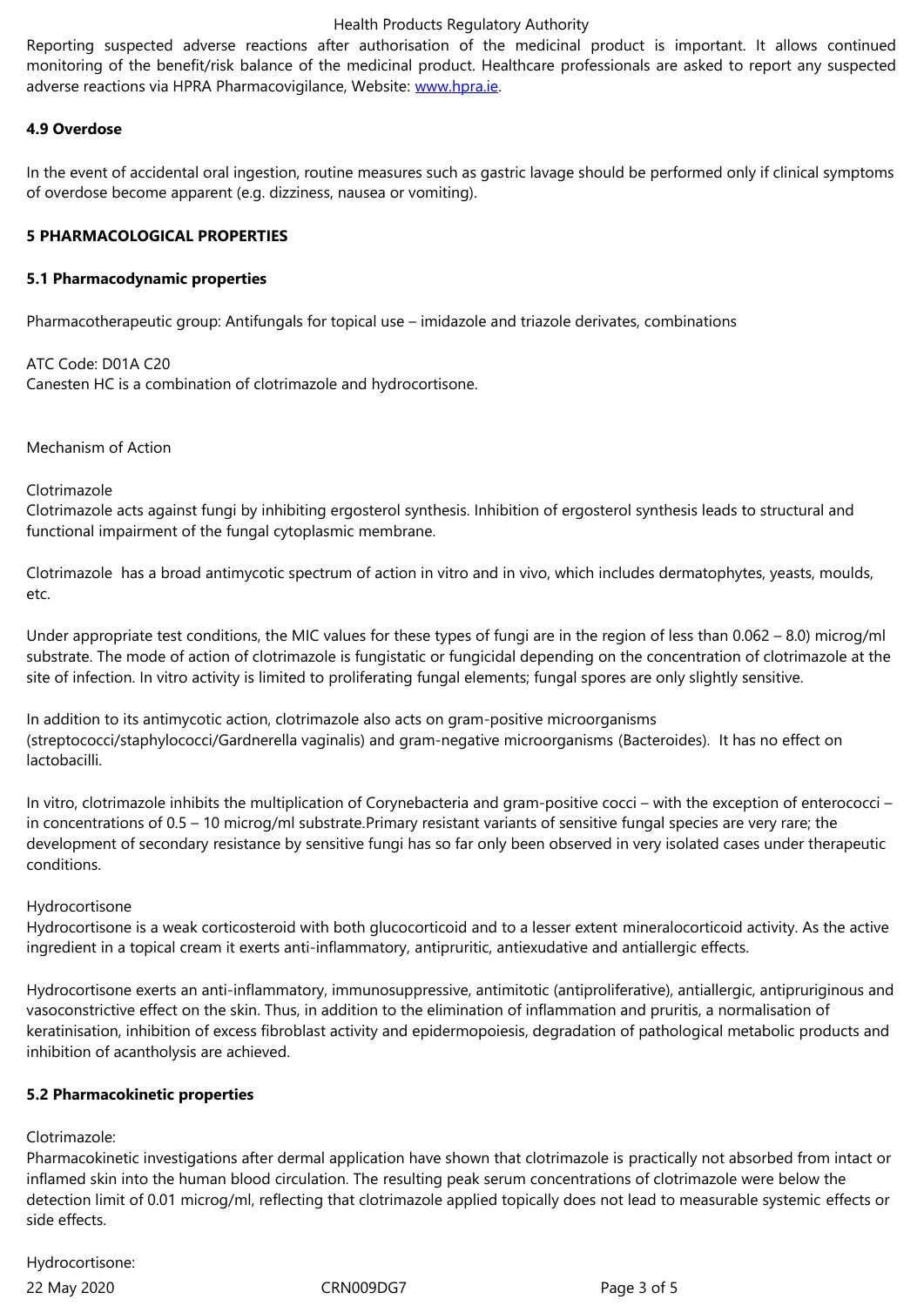Reporting suspected adverse reactions after authorisation of the medicinal product is important. It allows continued monitoring of the benefit/risk balance of the medicinal product. Healthcare professionals are asked to report any suspected adverse reactions via HPRA Pharmacovigilance, Website: www.hpra.ie.

**4.9 Overdose**

In the event of accidental oral ingestion, routine measures such as gastric lavage should be performed only if clinical symptoms of overdose become apparent (e.g. dizziness, nausea or vomiting).

## 5 PHARMACOLOGICAL PROPERTIES

**5.1 Pharmacodynamic properties**

Pharmacotherapeutic group: Antifungals for topical use – imidazole and triazole derivates, combinations

ATC Code: D01A C20
Canesten HC is a combination of clotrimazole and hydrocortisone.

Mechanism of Action

Clotrimazole
Clotrimazole acts against fungi by inhibiting ergosterol synthesis. Inhibition of ergosterol synthesis leads to structural and functional impairment of the fungal cytoplasmic membrane.

Clotrimazole has a broad antimycotic spectrum of action in vitro and in vivo, which includes dermatophytes, yeasts, moulds, etc.

Under appropriate test conditions, the MIC values for these types of fungi are in the region of less than 0.062 – 8.0) microg/ml substrate. The mode of action of clotrimazole is fungistatic or fungicidal depending on the concentration of clotrimazole at the site of infection. In vitro activity is limited to proliferating fungal elements; fungal spores are only slightly sensitive.

In addition to its antimycotic action, clotrimazole also acts on gram-positive microorganisms (streptococci/staphylococci/Gardnerella vaginalis) and gram-negative microorganisms (Bacteroides). It has no effect on lactobacilli.

In vitro, clotrimazole inhibits the multiplication of Corynebacteria and gram-positive cocci – with the exception of enterococci – in concentrations of 0.5 – 10 microg/ml substrate.Primary resistant variants of sensitive fungal species are very rare; the development of secondary resistance by sensitive fungi has so far only been observed in very isolated cases under therapeutic conditions.

Hydrocortisone
Hydrocortisone is a weak corticosteroid with both glucocorticoid and to a lesser extent mineralocorticoid activity. As the active ingredient in a topical cream it exerts anti-inflammatory, antipruritic, antiexudative and antiallergic effects.

Hydrocortisone exerts an anti-inflammatory, immunosuppressive, antimitotic (antiproliferative), antiallergic, antipruriginous and vasoconstrictive effect on the skin. Thus, in addition to the elimination of inflammation and pruritis, a normalisation of keratinisation, inhibition of excess fibroblast activity and epidermopoiesis, degradation of pathological metabolic products and inhibition of acantholysis are achieved.

**5.2 Pharmacokinetic properties**

Clotrimazole:
Pharmacokinetic investigations after dermal application have shown that clotrimazole is practically not absorbed from intact or inflamed skin into the human blood circulation. The resulting peak serum concentrations of clotrimazole were below the detection limit of 0.01 microg/ml, reflecting that clotrimazole applied topically does not lead to measurable systemic effects or side effects.

Hydrocortisone: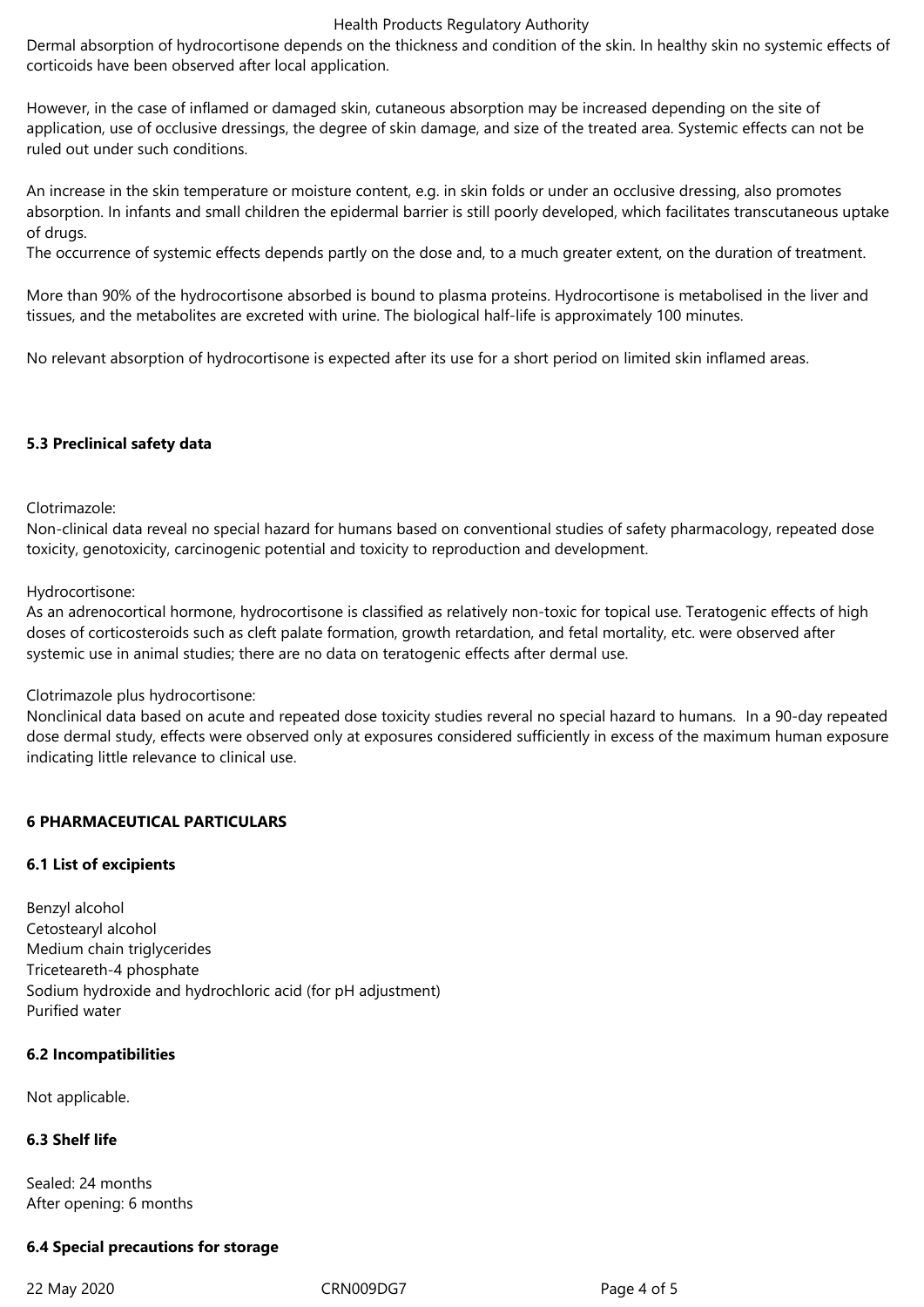Dermal absorption of hydrocortisone depends on the thickness and condition of the skin. In healthy skin no systemic effects of corticoids have been observed after local application.

However, in the case of inflamed or damaged skin, cutaneous absorption may be increased depending on the site of application, use of occlusive dressings, the degree of skin damage, and size of the treated area. Systemic effects can not be ruled out under such conditions.

An increase in the skin temperature or moisture content, e.g. in skin folds or under an occlusive dressing, also promotes absorption. In infants and small children the epidermal barrier is still poorly developed, which facilitates transcutaneous uptake of drugs.
The occurrence of systemic effects depends partly on the dose and, to a much greater extent, on the duration of treatment.

More than 90% of the hydrocortisone absorbed is bound to plasma proteins. Hydrocortisone is metabolised in the liver and tissues, and the metabolites are excreted with urine. The biological half-life is approximately 100 minutes.

No relevant absorption of hydrocortisone is expected after its use for a short period on limited skin inflamed areas.

**5.3 Preclinical safety data**

Clotrimazole:
Non-clinical data reveal no special hazard for humans based on conventional studies of safety pharmacology, repeated dose toxicity, genotoxicity, carcinogenic potential and toxicity to reproduction and development.

Hydrocortisone:
As an adrenocortical hormone, hydrocortisone is classified as relatively non-toxic for topical use. Teratogenic effects of high doses of corticosteroids such as cleft palate formation, growth retardation, and fetal mortality, etc. were observed after systemic use in animal studies; there are no data on teratogenic effects after dermal use.

Clotrimazole plus hydrocortisone:
Nonclinical data based on acute and repeated dose toxicity studies reveral no special hazard to humans. In a 90-day repeated dose dermal study, effects were observed only at exposures considered sufficiently in excess of the maximum human exposure indicating little relevance to clinical use.

**6 PHARMACEUTICAL PARTICULARS**

**6.1 List of excipients**

Benzyl alcohol
Cetostearyl alcohol
Medium chain triglycerides
Triceteareth-4 phosphate
Sodium hydroxide and hydrochloric acid (for pH adjustment)
Purified water

**6.2 Incompatibilities**

Not applicable.

**6.3 Shelf life**

Sealed: 24 months
After opening: 6 months

**6.4 Special precautions for storage**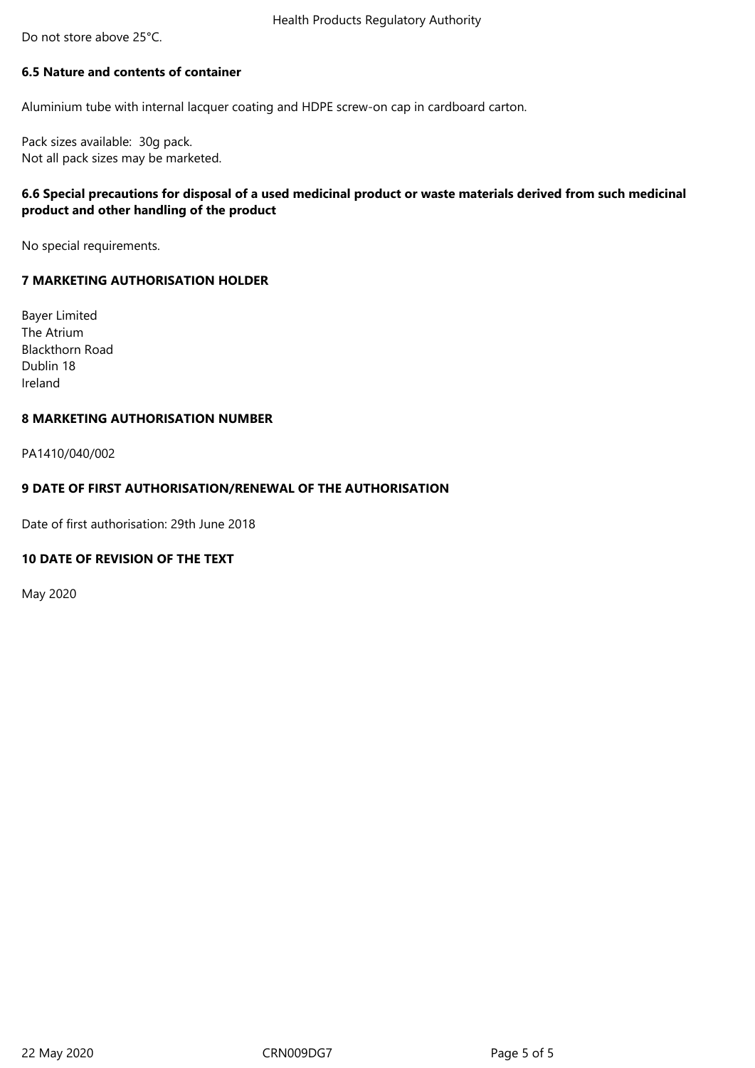Do not store above 25°C.

### 6.5 Nature and contents of container

Aluminium tube with internal lacquer coating and HDPE screw-on cap in cardboard carton.

Pack sizes available: 30g pack.
Not all pack sizes may be marketed.

### 6.6 Special precautions for disposal of a used medicinal product or waste materials derived from such medicinal product and other handling of the product

No special requirements.

## 7 MARKETING AUTHORISATION HOLDER

Bayer Limited
The Atrium
Blackthorn Road
Dublin 18
Ireland

## 8 MARKETING AUTHORISATION NUMBER

PA1410/040/002

## 9 DATE OF FIRST AUTHORISATION/RENEWAL OF THE AUTHORISATION

Date of first authorisation: 29th June 2018

## 10 DATE OF REVISION OF THE TEXT

May 2020